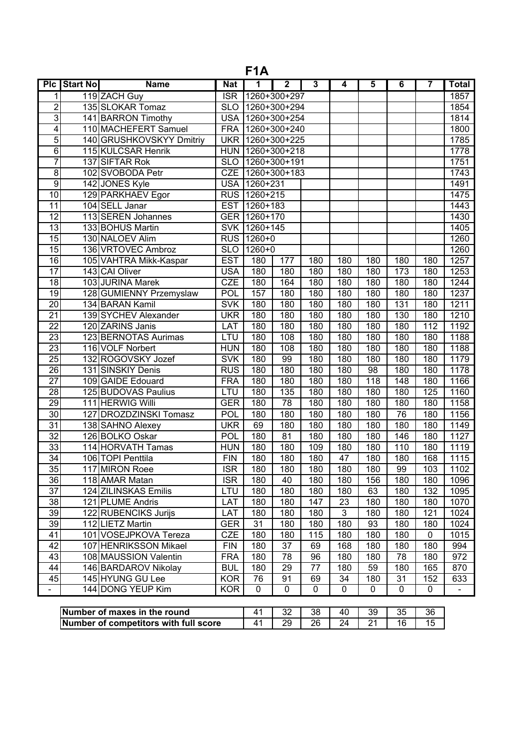# F1A

| Plc | Start No | Name | Nat | 1 | 2 | 3 | 4 | 5 | 6 | 7 | Total |
|---|---|---|---|---|---|---|---|---|---|---|---|
| 1 | 119 | ZACH Guy | ISR | 1260+300+297 | | | | | | | 1857 |
| 2 | 135 | SLOKAR Tomaz | SLO | 1260+300+294 | | | | | | | 1854 |
| 3 | 141 | BARRON Timothy | USA | 1260+300+254 | | | | | | | 1814 |
| 4 | 110 | MACHEFERT Samuel | FRA | 1260+300+240 | | | | | | | 1800 |
| 5 | 140 | GRUSHKOVSKYY Dmitriy | UKR | 1260+300+225 | | | | | | | 1785 |
| 6 | 115 | KULCSAR Henrik | HUN | 1260+300+218 | | | | | | | 1778 |
| 7 | 137 | SIFTAR Rok | SLO | 1260+300+191 | | | | | | | 1751 |
| 8 | 102 | SVOBODA Petr | CZE | 1260+300+183 | | | | | | | 1743 |
| 9 | 142 | JONES Kyle | USA | 1260+231 | | | | | | | 1491 |
| 10 | 129 | PARKHAEV Egor | RUS | 1260+215 | | | | | | | 1475 |
| 11 | 104 | SELL Janar | EST | 1260+183 | | | | | | | 1443 |
| 12 | 113 | SEREN Johannes | GER | 1260+170 | | | | | | | 1430 |
| 13 | 133 | BOHUS Martin | SVK | 1260+145 | | | | | | | 1405 |
| 15 | 130 | NALOEV Alim | RUS | 1260+0 | | | | | | | 1260 |
| 15 | 136 | VRTOVEC Ambroz | SLO | 1260+0 | | | | | | | 1260 |
| 16 | 105 | VAHTRA Mikk-Kaspar | EST | 180 | 177 | 180 | 180 | 180 | 180 | 180 | 1257 |
| 17 | 143 | CAI Oliver | USA | 180 | 180 | 180 | 180 | 180 | 173 | 180 | 1253 |
| 18 | 103 | JURINA Marek | CZE | 180 | 164 | 180 | 180 | 180 | 180 | 180 | 1244 |
| 19 | 128 | GUMIENNY Przemyslaw | POL | 157 | 180 | 180 | 180 | 180 | 180 | 180 | 1237 |
| 20 | 134 | BARAN Kamil | SVK | 180 | 180 | 180 | 180 | 180 | 131 | 180 | 1211 |
| 21 | 139 | SYCHEV Alexander | UKR | 180 | 180 | 180 | 180 | 180 | 130 | 180 | 1210 |
| 22 | 120 | ZARINS Janis | LAT | 180 | 180 | 180 | 180 | 180 | 180 | 112 | 1192 |
| 23 | 123 | BERNOTAS Aurimas | LTU | 180 | 108 | 180 | 180 | 180 | 180 | 180 | 1188 |
| 23 | 116 | VOLF Norbert | HUN | 180 | 108 | 180 | 180 | 180 | 180 | 180 | 1188 |
| 25 | 132 | ROGOVSKY Jozef | SVK | 180 | 99 | 180 | 180 | 180 | 180 | 180 | 1179 |
| 26 | 131 | SINSKIY Denis | RUS | 180 | 180 | 180 | 180 | 98 | 180 | 180 | 1178 |
| 27 | 109 | GAIDE Edouard | FRA | 180 | 180 | 180 | 180 | 118 | 148 | 180 | 1166 |
| 28 | 125 | BUDOVAS Paulius | LTU | 180 | 135 | 180 | 180 | 180 | 180 | 125 | 1160 |
| 29 | 111 | HERWIG Willi | GER | 180 | 78 | 180 | 180 | 180 | 180 | 180 | 1158 |
| 30 | 127 | DROZDZINSKI Tomasz | POL | 180 | 180 | 180 | 180 | 180 | 76 | 180 | 1156 |
| 31 | 138 | SAHNO Alexey | UKR | 69 | 180 | 180 | 180 | 180 | 180 | 180 | 1149 |
| 32 | 126 | BOLKO Oskar | POL | 180 | 81 | 180 | 180 | 180 | 146 | 180 | 1127 |
| 33 | 114 | HORVATH Tamas | HUN | 180 | 180 | 109 | 180 | 180 | 110 | 180 | 1119 |
| 34 | 106 | TOPI Penttila | FIN | 180 | 180 | 180 | 47 | 180 | 180 | 168 | 1115 |
| 35 | 117 | MIRON Roee | ISR | 180 | 180 | 180 | 180 | 180 | 99 | 103 | 1102 |
| 36 | 118 | AMAR Matan | ISR | 180 | 40 | 180 | 180 | 156 | 180 | 180 | 1096 |
| 37 | 124 | ZILINSKAS Emilis | LTU | 180 | 180 | 180 | 180 | 63 | 180 | 132 | 1095 |
| 38 | 121 | PLUME Andris | LAT | 180 | 180 | 147 | 23 | 180 | 180 | 180 | 1070 |
| 39 | 122 | RUBENCIKS Jurijs | LAT | 180 | 180 | 180 | 3 | 180 | 180 | 121 | 1024 |
| 39 | 112 | LIETZ Martin | GER | 31 | 180 | 180 | 180 | 93 | 180 | 180 | 1024 |
| 41 | 101 | VOSEJPKOVA Tereza | CZE | 180 | 180 | 115 | 180 | 180 | 180 | 0 | 1015 |
| 42 | 107 | HENRIKSSON Mikael | FIN | 180 | 37 | 69 | 168 | 180 | 180 | 180 | 994 |
| 43 | 108 | MAUSSION Valentin | FRA | 180 | 78 | 96 | 180 | 180 | 78 | 180 | 972 |
| 44 | 146 | BARDAROV Nikolay | BUL | 180 | 29 | 77 | 180 | 59 | 180 | 165 | 870 |
| 45 | 145 | HYUNG GU Lee | KOR | 76 | 91 | 69 | 34 | 180 | 31 | 152 | 633 |
| - | 144 | DONG YEUP Kim | KOR | 0 | 0 | 0 | 0 | 0 | 0 | 0 | - |

| | 1 | 2 | 3 | 4 | 5 | 6 | 7 |
|---|---|---|---|---|---|---|---|
| Number of maxes in the round | 41 | 32 | 38 | 40 | 39 | 35 | 36 |
| Number of competitors with full score | 41 | 29 | 26 | 24 | 21 | 16 | 15 |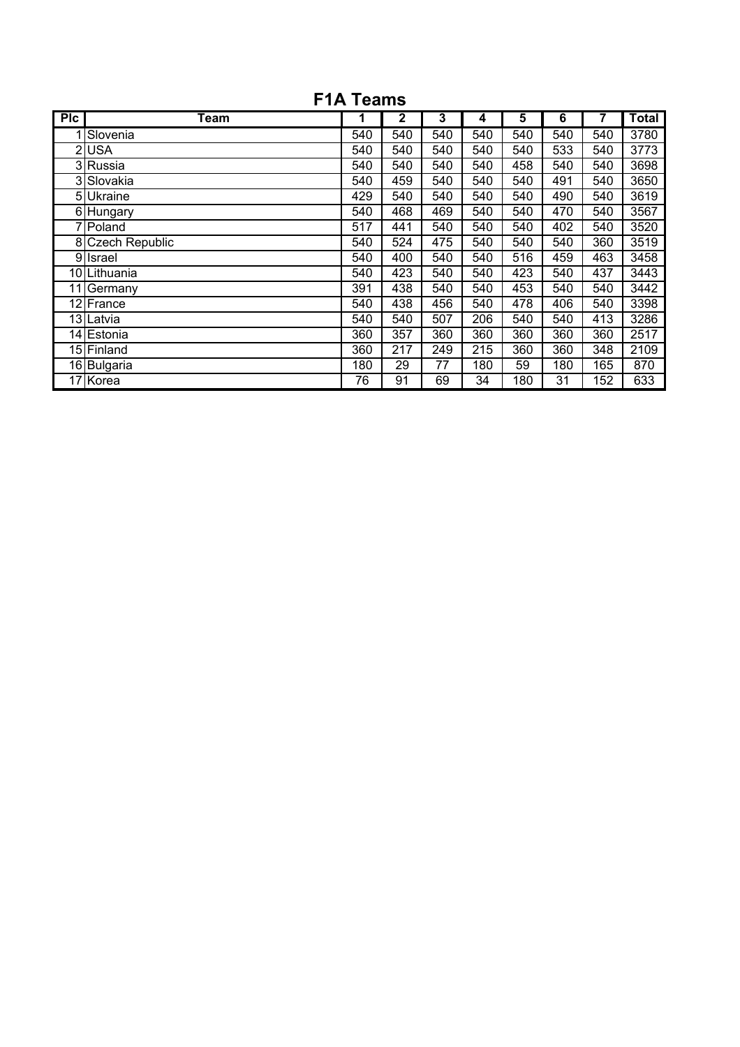# F1A Teams

| Plc | Team | 1 | 2 | 3 | 4 | 5 | 6 | 7 | Total |
|---|---|---|---|---|---|---|---|---|---|
| 1 | Slovenia | 540 | 540 | 540 | 540 | 540 | 540 | 540 | 3780 |
| 2 | USA | 540 | 540 | 540 | 540 | 540 | 533 | 540 | 3773 |
| 3 | Russia | 540 | 540 | 540 | 540 | 458 | 540 | 540 | 3698 |
| 3 | Slovakia | 540 | 459 | 540 | 540 | 540 | 491 | 540 | 3650 |
| 5 | Ukraine | 429 | 540 | 540 | 540 | 540 | 490 | 540 | 3619 |
| 6 | Hungary | 540 | 468 | 469 | 540 | 540 | 470 | 540 | 3567 |
| 7 | Poland | 517 | 441 | 540 | 540 | 540 | 402 | 540 | 3520 |
| 8 | Czech Republic | 540 | 524 | 475 | 540 | 540 | 540 | 360 | 3519 |
| 9 | Israel | 540 | 400 | 540 | 540 | 516 | 459 | 463 | 3458 |
| 10 | Lithuania | 540 | 423 | 540 | 540 | 423 | 540 | 437 | 3443 |
| 11 | Germany | 391 | 438 | 540 | 540 | 453 | 540 | 540 | 3442 |
| 12 | France | 540 | 438 | 456 | 540 | 478 | 406 | 540 | 3398 |
| 13 | Latvia | 540 | 540 | 507 | 206 | 540 | 540 | 413 | 3286 |
| 14 | Estonia | 360 | 357 | 360 | 360 | 360 | 360 | 360 | 2517 |
| 15 | Finland | 360 | 217 | 249 | 215 | 360 | 360 | 348 | 2109 |
| 16 | Bulgaria | 180 | 29 | 77 | 180 | 59 | 180 | 165 | 870 |
| 17 | Korea | 76 | 91 | 69 | 34 | 180 | 31 | 152 | 633 |